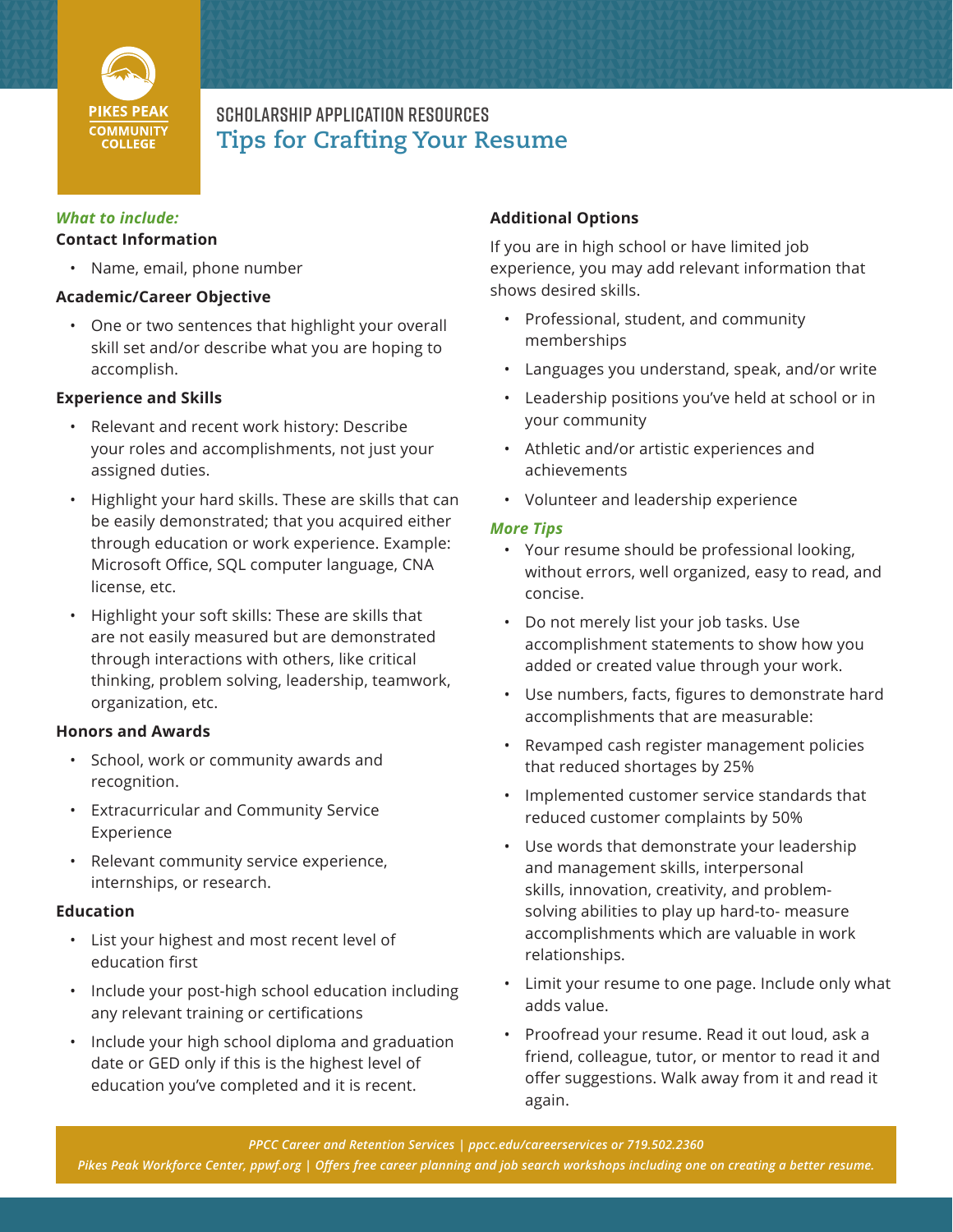PIKES PEAK COMMUNITY COLLEGE

SCHOLARSHIP APPLICATION RESOURCES

# Tips for Crafting Your Resume

***What to include:***

**Contact Information**

- Name, email, phone number

**Academic/Career Objective**

- One or two sentences that highlight your overall skill set and/or describe what you are hoping to accomplish.

**Experience and Skills**

- Relevant and recent work history: Describe your roles and accomplishments, not just your assigned duties.
- Highlight your hard skills. These are skills that can be easily demonstrated; that you acquired either through education or work experience. Example: Microsoft Office, SQL computer language, CNA license, etc.
- Highlight your soft skills: These are skills that are not easily measured but are demonstrated through interactions with others, like critical thinking, problem solving, leadership, teamwork, organization, etc.

**Honors and Awards**

- School, work or community awards and recognition.
- Extracurricular and Community Service Experience
- Relevant community service experience, internships, or research.

**Education**

- List your highest and most recent level of education first
- Include your post-high school education including any relevant training or certifications
- Include your high school diploma and graduation date or GED only if this is the highest level of education you've completed and it is recent.

**Additional Options**

If you are in high school or have limited job experience, you may add relevant information that shows desired skills.

- Professional, student, and community memberships
- Languages you understand, speak, and/or write
- Leadership positions you've held at school or in your community
- Athletic and/or artistic experiences and achievements
- Volunteer and leadership experience

***More Tips***

- Your resume should be professional looking, without errors, well organized, easy to read, and concise.
- Do not merely list your job tasks. Use accomplishment statements to show how you added or created value through your work.
- Use numbers, facts, figures to demonstrate hard accomplishments that are measurable:
- Revamped cash register management policies that reduced shortages by 25%
- Implemented customer service standards that reduced customer complaints by 50%
- Use words that demonstrate your leadership and management skills, interpersonal skills, innovation, creativity, and problem-solving abilities to play up hard-to- measure accomplishments which are valuable in work relationships.
- Limit your resume to one page. Include only what adds value.
- Proofread your resume. Read it out loud, ask a friend, colleague, tutor, or mentor to read it and offer suggestions. Walk away from it and read it again.

*PPCC Career and Retention Services | pccc.edu/careerservices or 719.502.2360*

*Pikes Peak Workforce Center, ppwf.org | Offers free career planning and job search workshops including one on creating a better resume.*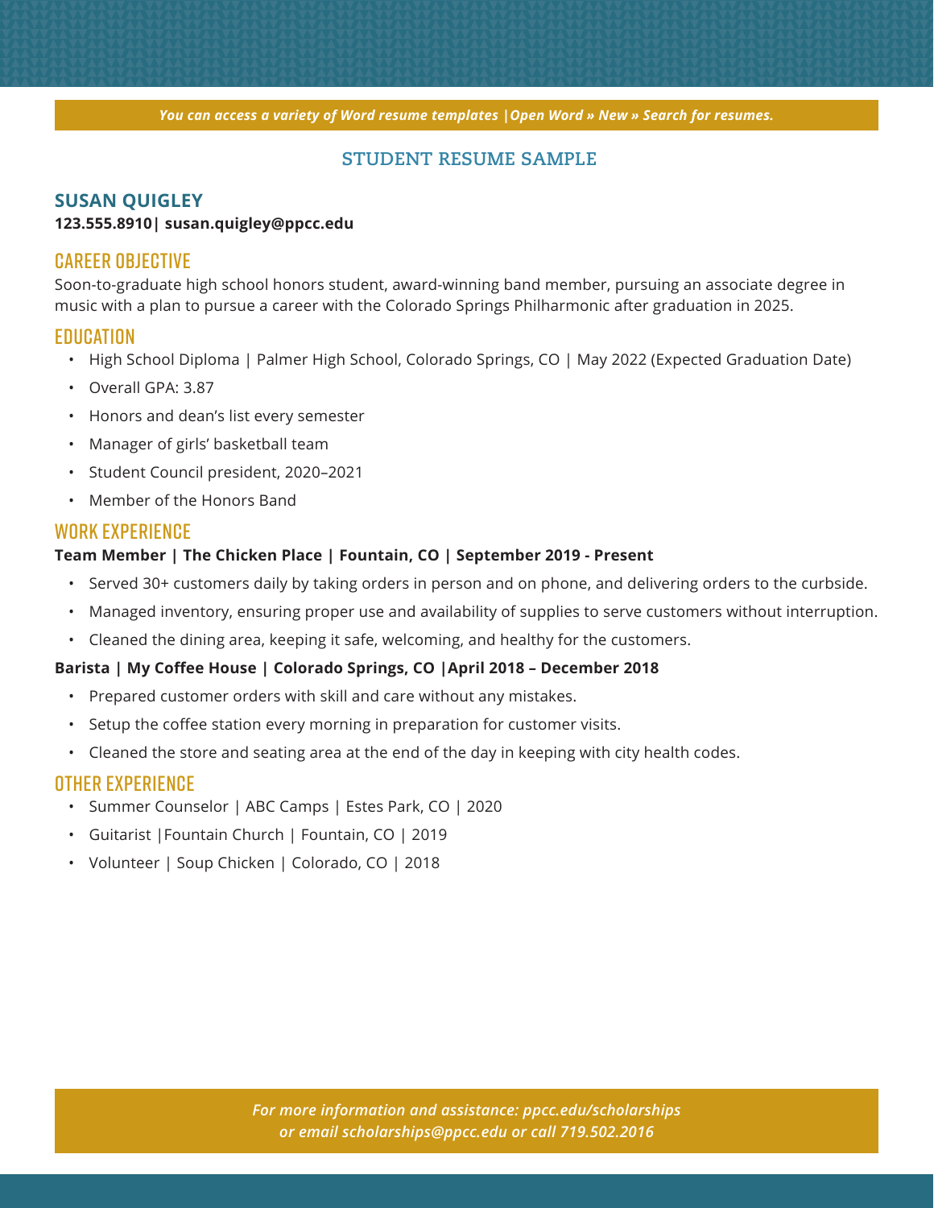*You can access a variety of Word resume templates |Open Word » New » Search for resumes.*

## STUDENT RESUME SAMPLE

### SUSAN QUIGLEY

**123.555.8910| susan.quigley@ppcc.edu**

### CAREER OBJECTIVE

Soon-to-graduate high school honors student, award-winning band member, pursuing an associate degree in music with a plan to pursue a career with the Colorado Springs Philharmonic after graduation in 2025.

### EDUCATION

- High School Diploma | Palmer High School, Colorado Springs, CO | May 2022 (Expected Graduation Date)
- Overall GPA: 3.87
- Honors and dean's list every semester
- Manager of girls' basketball team
- Student Council president, 2020–2021
- Member of the Honors Band

### WORK EXPERIENCE

**Team Member | The Chicken Place | Fountain, CO | September 2019 - Present**

- Served 30+ customers daily by taking orders in person and on phone, and delivering orders to the curbside.
- Managed inventory, ensuring proper use and availability of supplies to serve customers without interruption.
- Cleaned the dining area, keeping it safe, welcoming, and healthy for the customers.

**Barista | My Coffee House | Colorado Springs, CO |April 2018 – December 2018**

- Prepared customer orders with skill and care without any mistakes.
- Setup the coffee station every morning in preparation for customer visits.
- Cleaned the store and seating area at the end of the day in keeping with city health codes.

### OTHER EXPERIENCE

- Summer Counselor | ABC Camps | Estes Park, CO | 2020
- Guitarist |Fountain Church | Fountain, CO | 2019
- Volunteer | Soup Chicken | Colorado, CO | 2018

*For more information and assistance: ppcc.edu/scholarships or email scholarships@ppcc.edu or call 719.502.2016*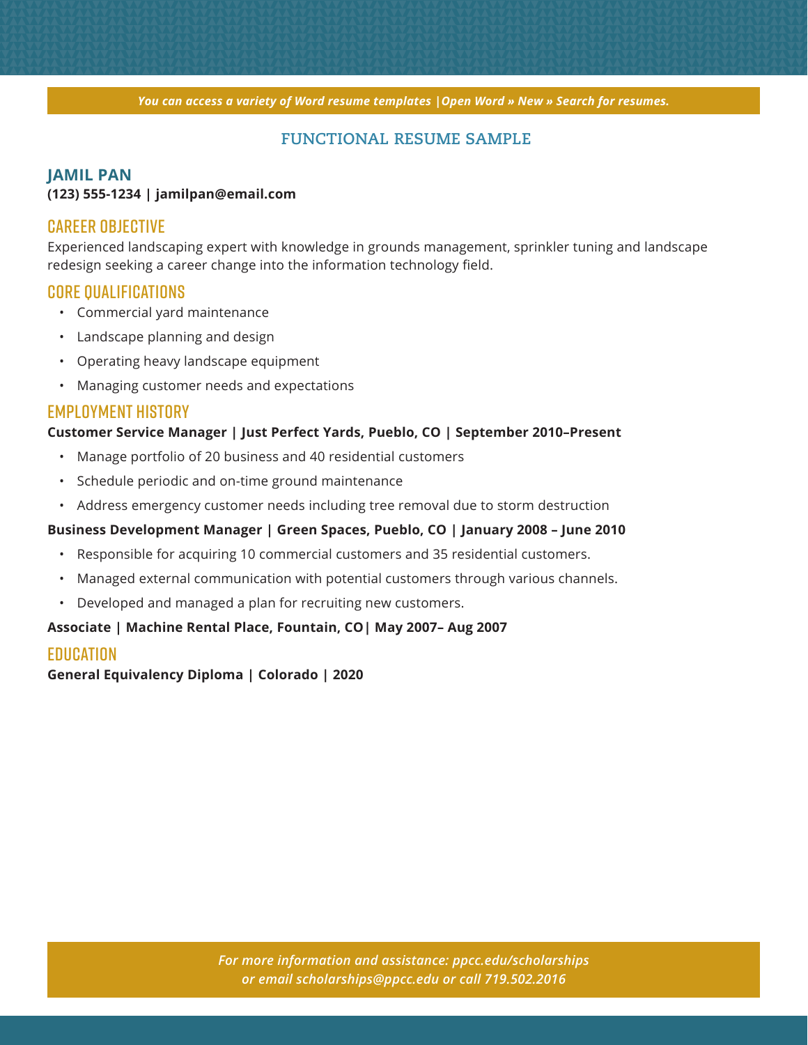*You can access a variety of Word resume templates |Open Word » New » Search for resumes.*

# FUNCTIONAL RESUME SAMPLE

## JAMIL PAN

**(123) 555-1234 | jamilpan@email.com**

### CAREER OBJECTIVE

Experienced landscaping expert with knowledge in grounds management, sprinkler tuning and landscape redesign seeking a career change into the information technology field.

### CORE QUALIFICATIONS

- Commercial yard maintenance
- Landscape planning and design
- Operating heavy landscape equipment
- Managing customer needs and expectations

### EMPLOYMENT HISTORY

**Customer Service Manager | Just Perfect Yards, Pueblo, CO | September 2010–Present**

- Manage portfolio of 20 business and 40 residential customers
- Schedule periodic and on-time ground maintenance
- Address emergency customer needs including tree removal due to storm destruction

**Business Development Manager | Green Spaces, Pueblo, CO | January 2008 – June 2010**

- Responsible for acquiring 10 commercial customers and 35 residential customers.
- Managed external communication with potential customers through various channels.
- Developed and managed a plan for recruiting new customers.

**Associate | Machine Rental Place, Fountain, CO| May 2007– Aug 2007**

### EDUCATION

**General Equivalency Diploma | Colorado | 2020**

*For more information and assistance: ppcc.edu/scholarships or email scholarships@ppcc.edu or call 719.502.2016*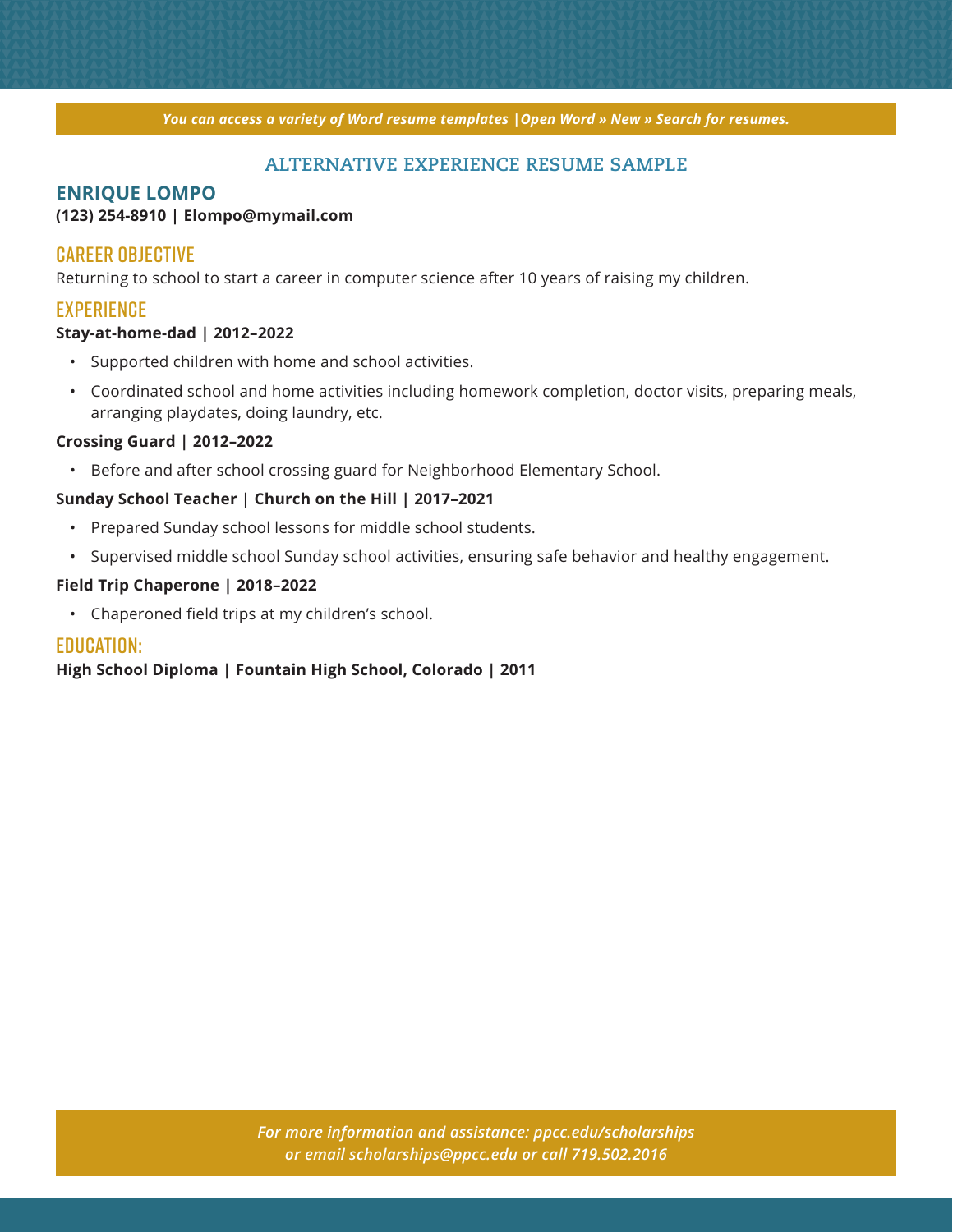*You can access a variety of Word resume templates |Open Word » New » Search for resumes.*

# ALTERNATIVE EXPERIENCE RESUME SAMPLE

## ENRIQUE LOMPO

**(123) 254-8910 | Elompo@mymail.com**

### CAREER OBJECTIVE

Returning to school to start a career in computer science after 10 years of raising my children.

### EXPERIENCE

**Stay-at-home-dad | 2012–2022**

- Supported children with home and school activities.
- Coordinated school and home activities including homework completion, doctor visits, preparing meals, arranging playdates, doing laundry, etc.

**Crossing Guard | 2012–2022**

- Before and after school crossing guard for Neighborhood Elementary School.

**Sunday School Teacher | Church on the Hill | 2017–2021**

- Prepared Sunday school lessons for middle school students.
- Supervised middle school Sunday school activities, ensuring safe behavior and healthy engagement.

**Field Trip Chaperone | 2018–2022**

- Chaperoned field trips at my children's school.

### EDUCATION:

**High School Diploma | Fountain High School, Colorado | 2011**

*For more information and assistance: ppcc.edu/scholarships or email scholarships@ppcc.edu or call 719.502.2016*